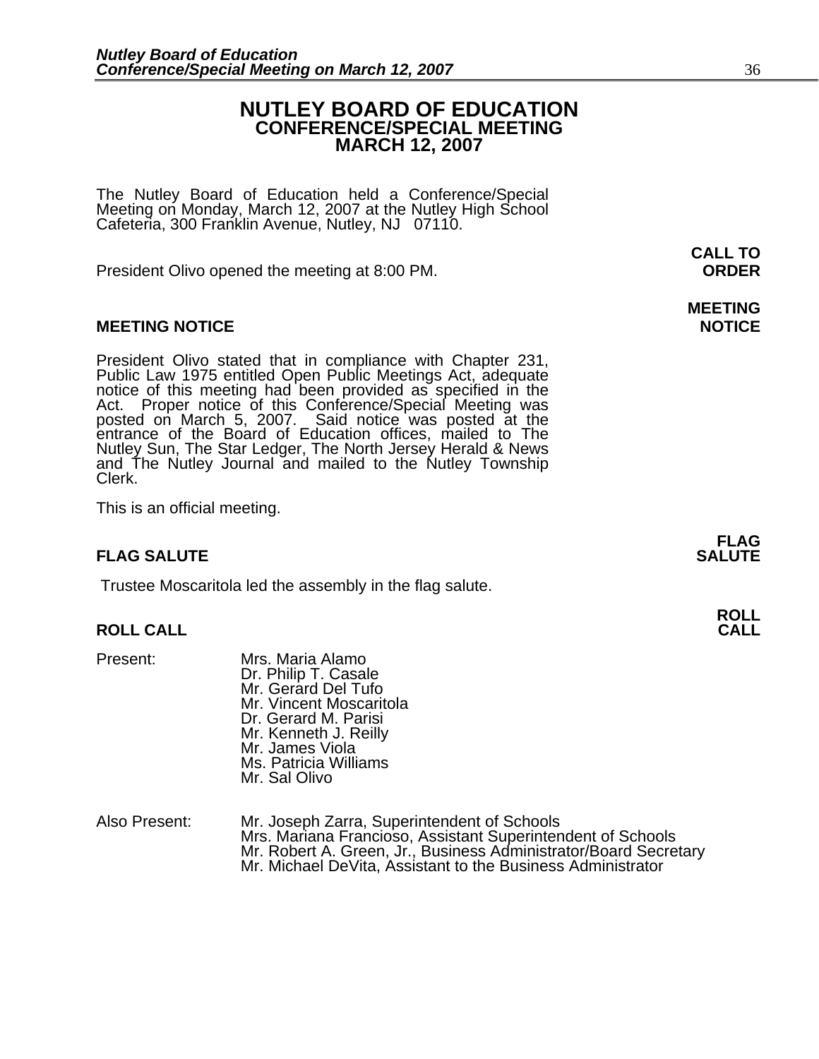# NUTLEY BOARD OF EDUCATION
## CONFERENCE/SPECIAL MEETING
## MARCH 12, 2007

The Nutley Board of Education held a Conference/Special Meeting on Monday, March 12, 2007 at the Nutley High School Cafeteria, 300 Franklin Avenue, Nutley, NJ 07110.

**CALL TO ORDER**

President Olivo opened the meeting at 8:00 PM.

**MEETING NOTICE**

President Olivo stated that in compliance with Chapter 231, Public Law 1975 entitled Open Public Meetings Act, adequate notice of this meeting had been provided as specified in the Act. Proper notice of this Conference/Special Meeting was posted on March 5, 2007. Said notice was posted at the entrance of the Board of Education offices, mailed to The Nutley Sun, The Star Ledger, The North Jersey Herald & News and The Nutley Journal and mailed to the Nutley Township Clerk.

This is an official meeting.

**FLAG SALUTE**

Trustee Moscaritola led the assembly in the flag salute.

**ROLL CALL**

Present:
- Mrs. Maria Alamo
- Dr. Philip T. Casale
- Mr. Gerard Del Tufo
- Mr. Vincent Moscaritola
- Dr. Gerard M. Parisi
- Mr. Kenneth J. Reilly
- Mr. James Viola
- Ms. Patricia Williams
- Mr. Sal Olivo

Also Present:
- Mr. Joseph Zarra, Superintendent of Schools
- Mrs. Mariana Francioso, Assistant Superintendent of Schools
- Mr. Robert A. Green, Jr., Business Administrator/Board Secretary
- Mr. Michael DeVita, Assistant to the Business Administrator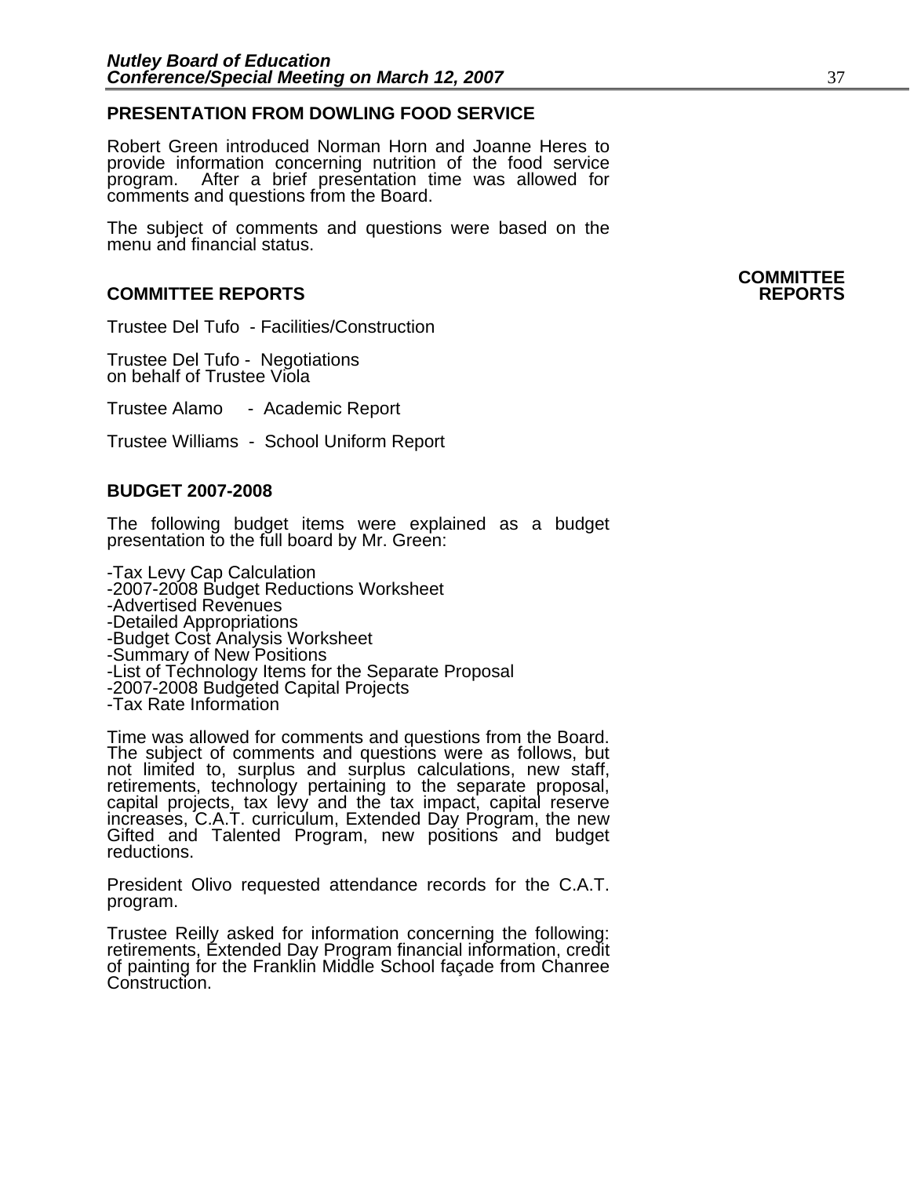## PRESENTATION FROM DOWLING FOOD SERVICE

Robert Green introduced Norman Horn and Joanne Heres to provide information concerning nutrition of the food service program. After a brief presentation time was allowed for comments and questions from the Board.

The subject of comments and questions were based on the menu and financial status.

## COMMITTEE REPORTS

**COMMITTEE REPORTS**

Trustee Del Tufo - Facilities/Construction

Trustee Del Tufo - Negotiations
on behalf of Trustee Viola

Trustee Alamo - Academic Report

Trustee Williams - School Uniform Report

## BUDGET 2007-2008

The following budget items were explained as a budget presentation to the full board by Mr. Green:

- Tax Levy Cap Calculation
- 2007-2008 Budget Reductions Worksheet
- Advertised Revenues
- Detailed Appropriations
- Budget Cost Analysis Worksheet
- Summary of New Positions
- List of Technology Items for the Separate Proposal
- 2007-2008 Budgeted Capital Projects
- Tax Rate Information

Time was allowed for comments and questions from the Board. The subject of comments and questions were as follows, but not limited to, surplus and surplus calculations, new staff, retirements, technology pertaining to the separate proposal, capital projects, tax levy and the tax impact, capital reserve increases, C.A.T. curriculum, Extended Day Program, the new Gifted and Talented Program, new positions and budget reductions.

President Olivo requested attendance records for the C.A.T. program.

Trustee Reilly asked for information concerning the following: retirements, Extended Day Program financial information, credit of painting for the Franklin Middle School façade from Chanree Construction.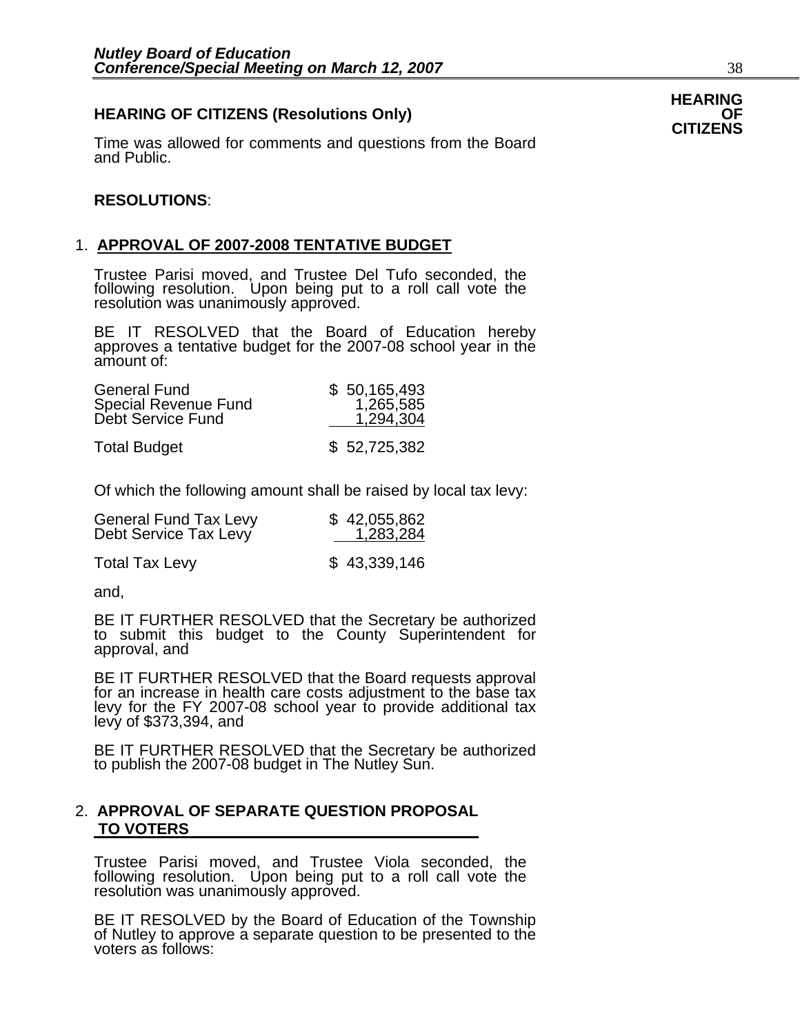**HEARING OF CITIZENS**

**HEARING OF CITIZENS (Resolutions Only)**

Time was allowed for comments and questions from the Board and Public.

**RESOLUTIONS**:

1. **APPROVAL OF 2007-2008 TENTATIVE BUDGET**

   Trustee Parisi moved, and Trustee Del Tufo seconded, the following resolution. Upon being put to a roll call vote the resolution was unanimously approved.

   BE IT RESOLVED that the Board of Education hereby approves a tentative budget for the 2007-08 school year in the amount of:

   | | |
   |---|---|
   | General Fund | $ 50,165,493 |
   | Special Revenue Fund | 1,265,585 |
   | Debt Service Fund | 1,294,304 |
   | Total Budget | $ 52,725,382 |

   Of which the following amount shall be raised by local tax levy:

   | | |
   |---|---|
   | General Fund Tax Levy | $ 42,055,862 |
   | Debt Service Tax Levy | 1,283,284 |
   | Total Tax Levy | $ 43,339,146 |

   and,

   BE IT FURTHER RESOLVED that the Secretary be authorized to submit this budget to the County Superintendent for approval, and

   BE IT FURTHER RESOLVED that the Board requests approval for an increase in health care costs adjustment to the base tax levy for the FY 2007-08 school year to provide additional tax levy of $373,394, and

   BE IT FURTHER RESOLVED that the Secretary be authorized to publish the 2007-08 budget in The Nutley Sun.

2. **APPROVAL OF SEPARATE QUESTION PROPOSAL TO VOTERS**

   Trustee Parisi moved, and Trustee Viola seconded, the following resolution. Upon being put to a roll call vote the resolution was unanimously approved.

   BE IT RESOLVED by the Board of Education of the Township of Nutley to approve a separate question to be presented to the voters as follows: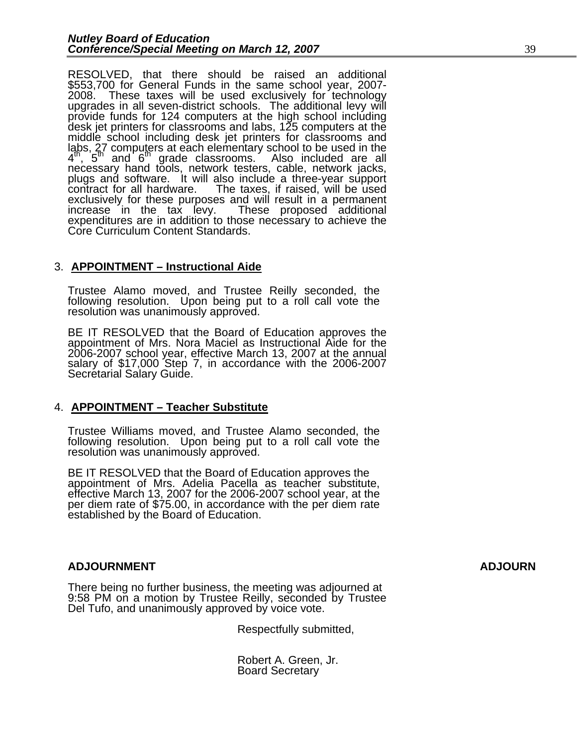RESOLVED, that there should be raised an additional $553,700 for General Funds in the same school year, 2007-2008. These taxes will be used exclusively for technology upgrades in all seven-district schools. The additional levy will provide funds for 124 computers at the high school including desk jet printers for classrooms and labs, 125 computers at the middle school including desk jet printers for classrooms and labs, 27 computers at each elementary school to be used in the 4th, 5th and 6th grade classrooms. Also included are all necessary hand tools, network testers, cable, network jacks, plugs and software. It will also include a three-year support contract for all hardware. The taxes, if raised, will be used exclusively for these purposes and will result in a permanent increase in the tax levy. These proposed additional expenditures are in addition to those necessary to achieve the Core Curriculum Content Standards.

3. **APPOINTMENT – Instructional Aide**

Trustee Alamo moved, and Trustee Reilly seconded, the following resolution. Upon being put to a roll call vote the resolution was unanimously approved.

BE IT RESOLVED that the Board of Education approves the appointment of Mrs. Nora Maciel as Instructional Aide for the 2006-2007 school year, effective March 13, 2007 at the annual salary of $17,000 Step 7, in accordance with the 2006-2007 Secretarial Salary Guide.

4. **APPOINTMENT – Teacher Substitute**

Trustee Williams moved, and Trustee Alamo seconded, the following resolution. Upon being put to a roll call vote the resolution was unanimously approved.

BE IT RESOLVED that the Board of Education approves the appointment of Mrs. Adelia Pacella as teacher substitute, effective March 13, 2007 for the 2006-2007 school year, at the per diem rate of $75.00, in accordance with the per diem rate established by the Board of Education.

**ADJOURNMENT** **ADJOURN**

There being no further business, the meeting was adjourned at 9:58 PM on a motion by Trustee Reilly, seconded by Trustee Del Tufo, and unanimously approved by voice vote.

Respectfully submitted,

Robert A. Green, Jr.
Board Secretary